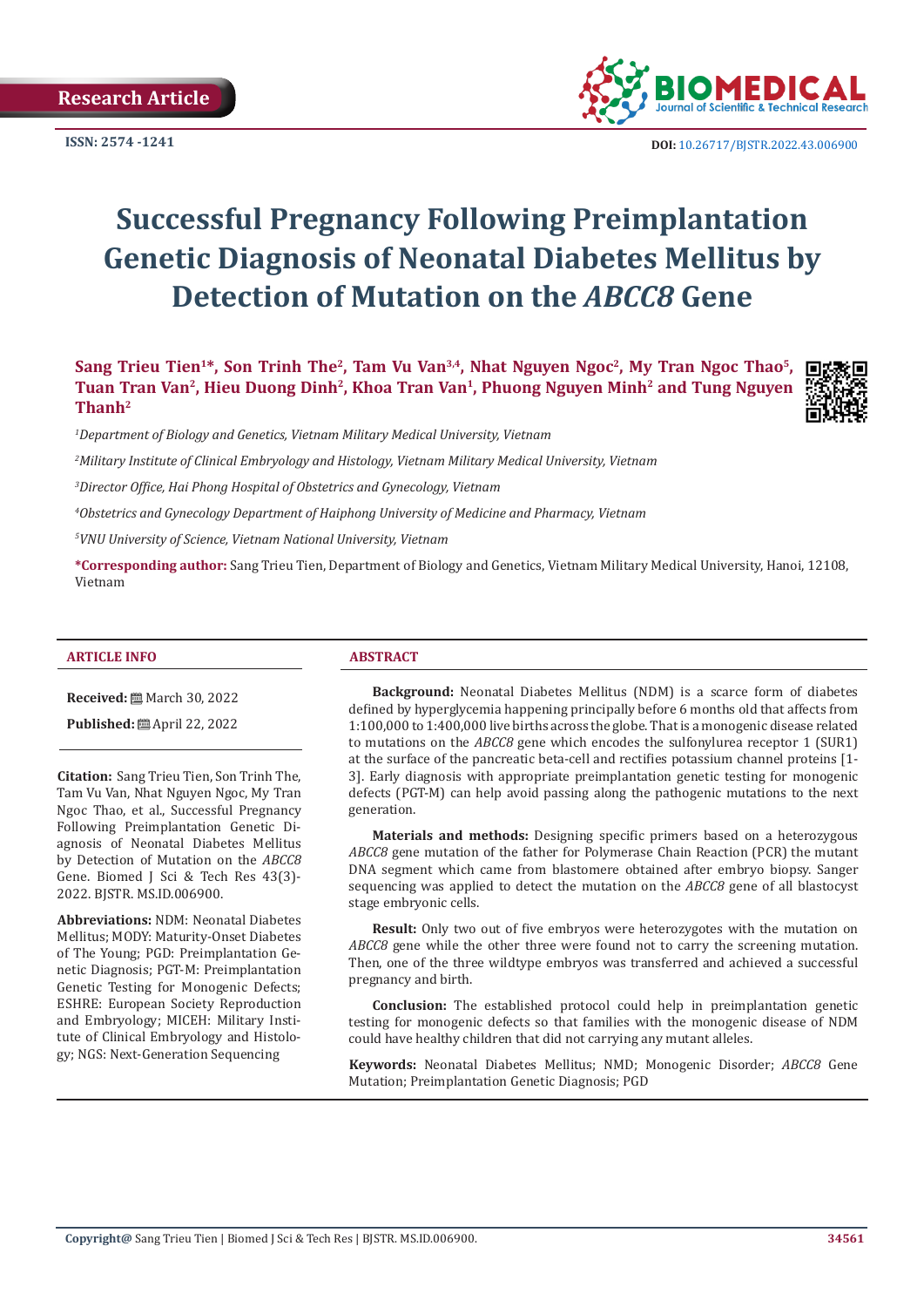Research Article

ISSN: 2574 -1241

DOI: 10.26717/BJSTR.2022.43.006900

# Successful Pregnancy Following Preimplantation Genetic Diagnosis of Neonatal Diabetes Mellitus by Detection of Mutation on the *ABCC8* Gene

**Sang Trieu Tien[1]*, Son Trinh The[2], Tam Vu Van[3,4], Nhat Nguyen Ngoc[2], My Tran Ngoc Thao[5], Tuan Tran Van[2], Hieu Duong Dinh[2], Khoa Tran Van[1], Phuong Nguyen Minh[2] and Tung Nguyen Thanh[2]**

[1]*Department of Biology and Genetics, Vietnam Military Medical University, Vietnam*

[2]*Military Institute of Clinical Embryology and Histology, Vietnam Military Medical University, Vietnam*

[3]*Director Office, Hai Phong Hospital of Obstetrics and Gynecology, Vietnam*

[4]*Obstetrics and Gynecology Department of Haiphong University of Medicine and Pharmacy, Vietnam*

[5]*VNU University of Science, Vietnam National University, Vietnam*

**\*Corresponding author:** Sang Trieu Tien, Department of Biology and Genetics, Vietnam Military Medical University, Hanoi, 12108, Vietnam

## ARTICLE INFO

**Received:** March 30, 2022

**Published:** April 22, 2022

**Citation:** Sang Trieu Tien, Son Trinh The, Tam Vu Van, Nhat Nguyen Ngoc, My Tran Ngoc Thao, et al., Successful Pregnancy Following Preimplantation Genetic Diagnosis of Neonatal Diabetes Mellitus by Detection of Mutation on the *ABCC8* Gene. Biomed J Sci & Tech Res 43(3)-2022. BJSTR. MS.ID.006900.

**Abbreviations:** NDM: Neonatal Diabetes Mellitus; MODY: Maturity-Onset Diabetes of The Young; PGD: Preimplantation Genetic Diagnosis; PGT-M: Preimplantation Genetic Testing for Monogenic Defects; ESHRE: European Society Reproduction and Embryology; MICEH: Military Institute of Clinical Embryology and Histology; NGS: Next-Generation Sequencing

## ABSTRACT

**Background:** Neonatal Diabetes Mellitus (NDM) is a scarce form of diabetes defined by hyperglycemia happening principally before 6 months old that affects from 1:100,000 to 1:400,000 live births across the globe. That is a monogenic disease related to mutations on the *ABCC8* gene which encodes the sulfonylurea receptor 1 (SUR1) at the surface of the pancreatic beta-cell and rectifies potassium channel proteins [1-3]. Early diagnosis with appropriate preimplantation genetic testing for monogenic defects (PGT-M) can help avoid passing along the pathogenic mutations to the next generation.

**Materials and methods:** Designing specific primers based on a heterozygous *ABCC8* gene mutation of the father for Polymerase Chain Reaction (PCR) the mutant DNA segment which came from blastomere obtained after embryo biopsy. Sanger sequencing was applied to detect the mutation on the *ABCC8* gene of all blastocyst stage embryonic cells.

**Result:** Only two out of five embryos were heterozygotes with the mutation on *ABCC8* gene while the other three were found not to carry the screening mutation. Then, one of the three wildtype embryos was transferred and achieved a successful pregnancy and birth.

**Conclusion:** The established protocol could help in preimplantation genetic testing for monogenic defects so that families with the monogenic disease of NDM could have healthy children that did not carrying any mutant alleles.

**Keywords:** Neonatal Diabetes Mellitus; NMD; Monogenic Disorder; *ABCC8* Gene Mutation; Preimplantation Genetic Diagnosis; PGD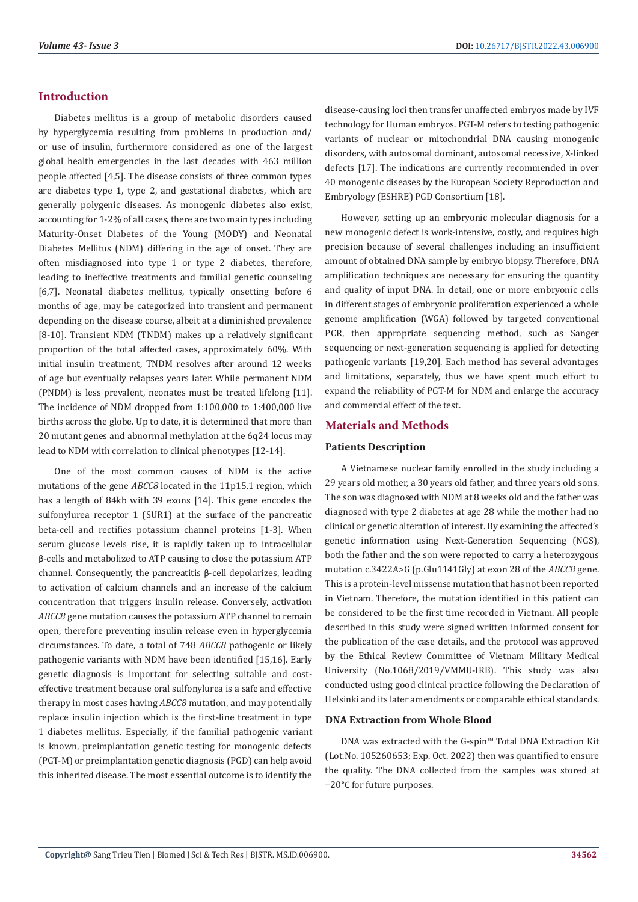## Introduction

Diabetes mellitus is a group of metabolic disorders caused by hyperglycemia resulting from problems in production and/or use of insulin, furthermore considered as one of the largest global health emergencies in the last decades with 463 million people affected [4,5]. The disease consists of three common types are diabetes type 1, type 2, and gestational diabetes, which are generally polygenic diseases. As monogenic diabetes also exist, accounting for 1-2% of all cases, there are two main types including Maturity-Onset Diabetes of the Young (MODY) and Neonatal Diabetes Mellitus (NDM) differing in the age of onset. They are often misdiagnosed into type 1 or type 2 diabetes, therefore, leading to ineffective treatments and familial genetic counseling [6,7]. Neonatal diabetes mellitus, typically onsetting before 6 months of age, may be categorized into transient and permanent depending on the disease course, albeit at a diminished prevalence [8-10]. Transient NDM (TNDM) makes up a relatively significant proportion of the total affected cases, approximately 60%. With initial insulin treatment, TNDM resolves after around 12 weeks of age but eventually relapses years later. While permanent NDM (PNDM) is less prevalent, neonates must be treated lifelong [11]. The incidence of NDM dropped from 1:100,000 to 1:400,000 live births across the globe. Up to date, it is determined that more than 20 mutant genes and abnormal methylation at the 6q24 locus may lead to NDM with correlation to clinical phenotypes [12-14].

One of the most common causes of NDM is the active mutations of the gene *ABCC8* located in the 11p15.1 region, which has a length of 84kb with 39 exons [14]. This gene encodes the sulfonylurea receptor 1 (SUR1) at the surface of the pancreatic beta-cell and rectifies potassium channel proteins [1-3]. When serum glucose levels rise, it is rapidly taken up to intracellular β-cells and metabolized to ATP causing to close the potassium ATP channel. Consequently, the pancreatitis β-cell depolarizes, leading to activation of calcium channels and an increase of the calcium concentration that triggers insulin release. Conversely, activation *ABCC8* gene mutation causes the potassium ATP channel to remain open, therefore preventing insulin release even in hyperglycemia circumstances. To date, a total of 748 *ABCC8* pathogenic or likely pathogenic variants with NDM have been identified [15,16]. Early genetic diagnosis is important for selecting suitable and cost-effective treatment because oral sulfonylurea is a safe and effective therapy in most cases having *ABCC8* mutation, and may potentially replace insulin injection which is the first-line treatment in type 1 diabetes mellitus. Especially, if the familial pathogenic variant is known, preimplantation genetic testing for monogenic defects (PGT-M) or preimplantation genetic diagnosis (PGD) can help avoid this inherited disease. The most essential outcome is to identify the disease-causing loci then transfer unaffected embryos made by IVF technology for Human embryos. PGT-M refers to testing pathogenic variants of nuclear or mitochondrial DNA causing monogenic disorders, with autosomal dominant, autosomal recessive, X-linked defects [17]. The indications are currently recommended in over 40 monogenic diseases by the European Society Reproduction and Embryology (ESHRE) PGD Consortium [18].

However, setting up an embryonic molecular diagnosis for a new monogenic defect is work-intensive, costly, and requires high precision because of several challenges including an insufficient amount of obtained DNA sample by embryo biopsy. Therefore, DNA amplification techniques are necessary for ensuring the quantity and quality of input DNA. In detail, one or more embryonic cells in different stages of embryonic proliferation experienced a whole genome amplification (WGA) followed by targeted conventional PCR, then appropriate sequencing method, such as Sanger sequencing or next-generation sequencing is applied for detecting pathogenic variants [19,20]. Each method has several advantages and limitations, separately, thus we have spent much effort to expand the reliability of PGT-M for NDM and enlarge the accuracy and commercial effect of the test.

## Materials and Methods

### Patients Description

A Vietnamese nuclear family enrolled in the study including a 29 years old mother, a 30 years old father, and three years old sons. The son was diagnosed with NDM at 8 weeks old and the father was diagnosed with type 2 diabetes at age 28 while the mother had no clinical or genetic alteration of interest. By examining the affected's genetic information using Next-Generation Sequencing (NGS), both the father and the son were reported to carry a heterozygous mutation c.3422A>G (p.Glu1141Gly) at exon 28 of the *ABCC8* gene. This is a protein-level missense mutation that has not been reported in Vietnam. Therefore, the mutation identified in this patient can be considered to be the first time recorded in Vietnam. All people described in this study were signed written informed consent for the publication of the case details, and the protocol was approved by the Ethical Review Committee of Vietnam Military Medical University (No.1068/2019/VMMU-IRB). This study was also conducted using good clinical practice following the Declaration of Helsinki and its later amendments or comparable ethical standards.

### DNA Extraction from Whole Blood

DNA was extracted with the G-spin™ Total DNA Extraction Kit (Lot.No. 105260653; Exp. Oct. 2022) then was quantified to ensure the quality. The DNA collected from the samples was stored at −20°C for future purposes.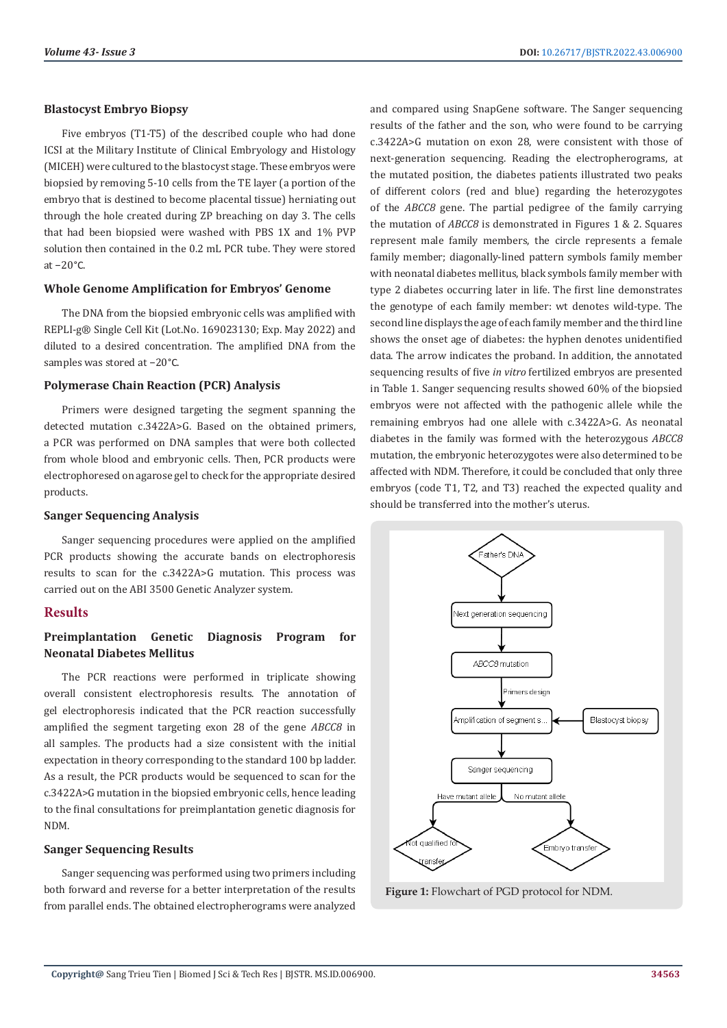### Blastocyst Embryo Biopsy

Five embryos (T1-T5) of the described couple who had done ICSI at the Military Institute of Clinical Embryology and Histology (MICEH) were cultured to the blastocyst stage. These embryos were biopsied by removing 5-10 cells from the TE layer (a portion of the embryo that is destined to become placental tissue) herniating out through the hole created during ZP breaching on day 3. The cells that had been biopsied were washed with PBS 1X and 1% PVP solution then contained in the 0.2 mL PCR tube. They were stored at −20°C.

### Whole Genome Amplification for Embryos' Genome

The DNA from the biopsied embryonic cells was amplified with REPLI-g® Single Cell Kit (Lot.No. 169023130; Exp. May 2022) and diluted to a desired concentration. The amplified DNA from the samples was stored at −20°C.

### Polymerase Chain Reaction (PCR) Analysis

Primers were designed targeting the segment spanning the detected mutation c.3422A>G. Based on the obtained primers, a PCR was performed on DNA samples that were both collected from whole blood and embryonic cells. Then, PCR products were electrophoresed on agarose gel to check for the appropriate desired products.

### Sanger Sequencing Analysis

Sanger sequencing procedures were applied on the amplified PCR products showing the accurate bands on electrophoresis results to scan for the c.3422A>G mutation. This process was carried out on the ABI 3500 Genetic Analyzer system.

## Results

### Preimplantation Genetic Diagnosis Program for Neonatal Diabetes Mellitus

The PCR reactions were performed in triplicate showing overall consistent electrophoresis results. The annotation of gel electrophoresis indicated that the PCR reaction successfully amplified the segment targeting exon 28 of the gene *ABCC8* in all samples. The products had a size consistent with the initial expectation in theory corresponding to the standard 100 bp ladder. As a result, the PCR products would be sequenced to scan for the c.3422A>G mutation in the biopsied embryonic cells, hence leading to the final consultations for preimplantation genetic diagnosis for NDM.

### Sanger Sequencing Results

Sanger sequencing was performed using two primers including both forward and reverse for a better interpretation of the results from parallel ends. The obtained electropherograms were analyzed and compared using SnapGene software. The Sanger sequencing results of the father and the son, who were found to be carrying c.3422A>G mutation on exon 28, were consistent with those of next-generation sequencing. Reading the electropherograms, at the mutated position, the diabetes patients illustrated two peaks of different colors (red and blue) regarding the heterozygotes of the *ABCC8* gene. The partial pedigree of the family carrying the mutation of *ABCC8* is demonstrated in Figures 1 & 2. Squares represent male family members, the circle represents a female family member; diagonally-lined pattern symbols family member with neonatal diabetes mellitus, black symbols family member with type 2 diabetes occurring later in life. The first line demonstrates the genotype of each family member: wt denotes wild-type. The second line displays the age of each family member and the third line shows the onset age of diabetes: the hyphen denotes unidentified data. The arrow indicates the proband. In addition, the annotated sequencing results of five *in vitro* fertilized embryos are presented in Table 1. Sanger sequencing results showed 60% of the biopsied embryos were not affected with the pathogenic allele while the remaining embryos had one allele with c.3422A>G. As neonatal diabetes in the family was formed with the heterozygous *ABCC8* mutation, the embryonic heterozygotes were also determined to be affected with NDM. Therefore, it could be concluded that only three embryos (code T1, T2, and T3) reached the expected quality and should be transferred into the mother's uterus.

Father's DNA → Next generation sequencing → ABCC8 mutation → (Primers design) → Amplification of segment s... ← Blastocyst biopsy → Sanger sequencing → Have mutant allele: Not qualified for transfer; No mutant allele: Embryo transfer

**Figure 1:** Flowchart of PGD protocol for NDM.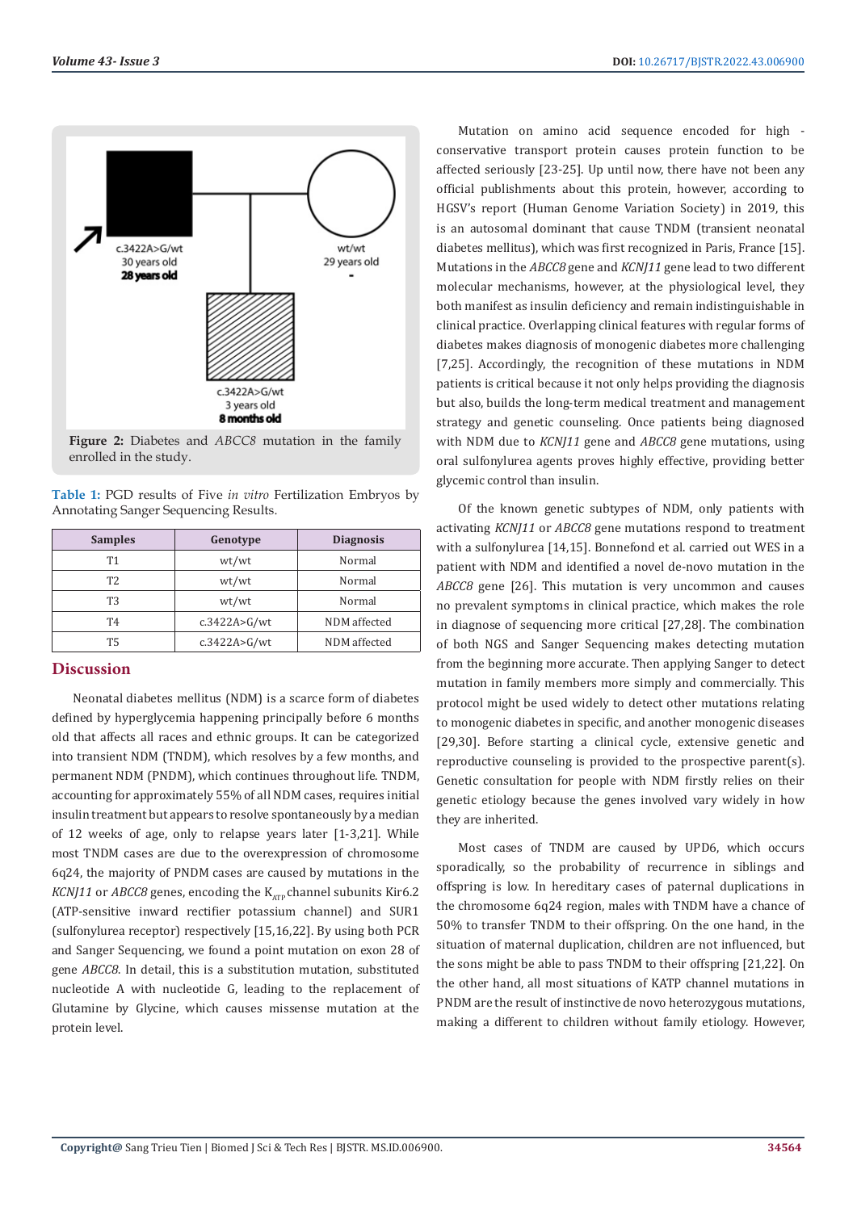c.3422A>G/wt
30 years old
**28 years old**

wt/wt
29 years old
-

c.3422A>G/wt
3 years old
**8 months old**

**Figure 2:** Diabetes and *ABCC8* mutation in the family enrolled in the study.

**Table 1:** PGD results of Five *in vitro* Fertilization Embryos by Annotating Sanger Sequencing Results.

| Samples | Genotype | Diagnosis |
|---|---|---|
| T1 | wt/wt | Normal |
| T2 | wt/wt | Normal |
| T3 | wt/wt | Normal |
| T4 | c.3422A>G/wt | NDM affected |
| T5 | c.3422A>G/wt | NDM affected |

## Discussion

Neonatal diabetes mellitus (NDM) is a scarce form of diabetes defined by hyperglycemia happening principally before 6 months old that affects all races and ethnic groups. It can be categorized into transient NDM (TNDM), which resolves by a few months, and permanent NDM (PNDM), which continues throughout life. TNDM, accounting for approximately 55% of all NDM cases, requires initial insulin treatment but appears to resolve spontaneously by a median of 12 weeks of age, only to relapse years later [1-3,21]. While most TNDM cases are due to the overexpression of chromosome 6q24, the majority of PNDM cases are caused by mutations in the *KCNJ11* or *ABCC8* genes, encoding the $K_{ATP}$ channel subunits Kir6.2 (ATP-sensitive inward rectifier potassium channel) and SUR1 (sulfonylurea receptor) respectively [15,16,22]. By using both PCR and Sanger Sequencing, we found a point mutation on exon 28 of gene *ABCC8*. In detail, this is a substitution mutation, substituted nucleotide A with nucleotide G, leading to the replacement of Glutamine by Glycine, which causes missense mutation at the protein level.

Mutation on amino acid sequence encoded for high - conservative transport protein causes protein function to be affected seriously [23-25]. Up until now, there have not been any official publishments about this protein, however, according to HGSV's report (Human Genome Variation Society) in 2019, this is an autosomal dominant that cause TNDM (transient neonatal diabetes mellitus), which was first recognized in Paris, France [15]. Mutations in the *ABCC8* gene and *KCNJ11* gene lead to two different molecular mechanisms, however, at the physiological level, they both manifest as insulin deficiency and remain indistinguishable in clinical practice. Overlapping clinical features with regular forms of diabetes makes diagnosis of monogenic diabetes more challenging [7,25]. Accordingly, the recognition of these mutations in NDM patients is critical because it not only helps providing the diagnosis but also, builds the long-term medical treatment and management strategy and genetic counseling. Once patients being diagnosed with NDM due to *KCNJ11* gene and *ABCC8* gene mutations, using oral sulfonylurea agents proves highly effective, providing better glycemic control than insulin.

Of the known genetic subtypes of NDM, only patients with activating *KCNJ11* or *ABCC8* gene mutations respond to treatment with a sulfonylurea [14,15]. Bonnefond et al. carried out WES in a patient with NDM and identified a novel de-novo mutation in the *ABCC8* gene [26]. This mutation is very uncommon and causes no prevalent symptoms in clinical practice, which makes the role in diagnose of sequencing more critical [27,28]. The combination of both NGS and Sanger Sequencing makes detecting mutation from the beginning more accurate. Then applying Sanger to detect mutation in family members more simply and commercially. This protocol might be used widely to detect other mutations relating to monogenic diabetes in specific, and another monogenic diseases [29,30]. Before starting a clinical cycle, extensive genetic and reproductive counseling is provided to the prospective parent(s). Genetic consultation for people with NDM firstly relies on their genetic etiology because the genes involved vary widely in how they are inherited.

Most cases of TNDM are caused by UPD6, which occurs sporadically, so the probability of recurrence in siblings and offspring is low. In hereditary cases of paternal duplications in the chromosome 6q24 region, males with TNDM have a chance of 50% to transfer TNDM to their offspring. On the one hand, in the situation of maternal duplication, children are not influenced, but the sons might be able to pass TNDM to their offspring [21,22]. On the other hand, all most situations of KATP channel mutations in PNDM are the result of instinctive de novo heterozygous mutations, making a different to children without family etiology. However,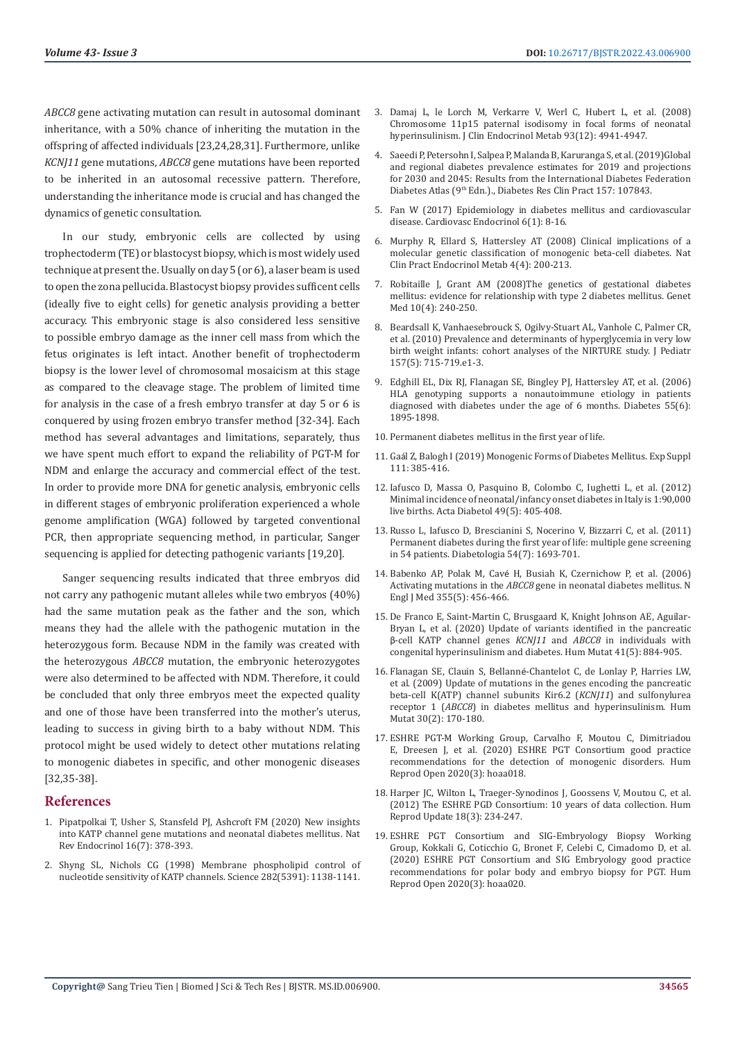*ABCC8* gene activating mutation can result in autosomal dominant inheritance, with a 50% chance of inheriting the mutation in the offspring of affected individuals [23,24,28,31]. Furthermore, unlike *KCNJ11* gene mutations, *ABCC8* gene mutations have been reported to be inherited in an autosomal recessive pattern. Therefore, understanding the inheritance mode is crucial and has changed the dynamics of genetic consultation.

In our study, embryonic cells are collected by using trophectoderm (TE) or blastocyst biopsy, which is most widely used technique at present the. Usually on day 5 (or 6), a laser beam is used to open the zona pellucida. Blastocyst biopsy provides sufficent cells (ideally five to eight cells) for genetic analysis providing a better accuracy. This embryonic stage is also considered less sensitive to possible embryo damage as the inner cell mass from which the fetus originates is left intact. Another benefit of trophectoderm biopsy is the lower level of chromosomal mosaicism at this stage as compared to the cleavage stage. The problem of limited time for analysis in the case of a fresh embryo transfer at day 5 or 6 is conquered by using frozen embryo transfer method [32-34]. Each method has several advantages and limitations, separately, thus we have spent much effort to expand the reliability of PGT-M for NDM and enlarge the accuracy and commercial effect of the test. In order to provide more DNA for genetic analysis, embryonic cells in different stages of embryonic proliferation experienced a whole genome amplification (WGA) followed by targeted conventional PCR, then appropriate sequencing method, in particular, Sanger sequencing is applied for detecting pathogenic variants [19,20].

Sanger sequencing results indicated that three embryos did not carry any pathogenic mutant alleles while two embryos (40%) had the same mutation peak as the father and the son, which means they had the allele with the pathogenic mutation in the heterozygous form. Because NDM in the family was created with the heterozygous *ABCC8* mutation, the embryonic heterozygotes were also determined to be affected with NDM. Therefore, it could be concluded that only three embryos meet the expected quality and one of those have been transferred into the mother's uterus, leading to success in giving birth to a baby without NDM. This protocol might be used widely to detect other mutations relating to monogenic diabetes in specific, and other monogenic diseases [32,35-38].

## References

1. Pipatpolkai T, Usher S, Stansfeld PJ, Ashcroft FM (2020) New insights into KATP channel gene mutations and neonatal diabetes mellitus. Nat Rev Endocrinol 16(7): 378-393.
2. Shyng SL, Nichols CG (1998) Membrane phospholipid control of nucleotide sensitivity of KATP channels. Science 282(5391): 1138-1141.
3. Damaj L, le Lorch M, Verkarre V, Werl C, Hubert L, et al. (2008) Chromosome 11p15 paternal isodisomy in focal forms of neonatal hyperinsulinism. J Clin Endocrinol Metab 93(12): 4941-4947.
4. Saeedi P, Petersohn I, Salpea P, Malanda B, Karuranga S, et al. (2019)Global and regional diabetes prevalence estimates for 2019 and projections for 2030 and 2045: Results from the International Diabetes Federation Diabetes Atlas (9th Edn.)., Diabetes Res Clin Pract 157: 107843.
5. Fan W (2017) Epidemiology in diabetes mellitus and cardiovascular disease. Cardiovasc Endocrinol 6(1): 8-16.
6. Murphy R, Ellard S, Hattersley AT (2008) Clinical implications of a molecular genetic classification of monogenic beta-cell diabetes. Nat Clin Pract Endocrinol Metab 4(4): 200-213.
7. Robitaille J, Grant AM (2008)The genetics of gestational diabetes mellitus: evidence for relationship with type 2 diabetes mellitus. Genet Med 10(4): 240-250.
8. Beardsall K, Vanhaesebrouck S, Ogilvy-Stuart AL, Vanhole C, Palmer CR, et al. (2010) Prevalence and determinants of hyperglycemia in very low birth weight infants: cohort analyses of the NIRTURE study. J Pediatr 157(5): 715-719.e1-3.
9. Edghill EL, Dix RJ, Flanagan SE, Bingley PJ, Hattersley AT, et al. (2006) HLA genotyping supports a nonautoimmune etiology in patients diagnosed with diabetes under the age of 6 months. Diabetes 55(6): 1895-1898.
10. Permanent diabetes mellitus in the first year of life.
11. Gaál Z, Balogh I (2019) Monogenic Forms of Diabetes Mellitus. Exp Suppl 111: 385-416.
12. Iafusco D, Massa O, Pasquino B, Colombo C, Iughetti L, et al. (2012) Minimal incidence of neonatal/infancy onset diabetes in Italy is 1:90,000 live births. Acta Diabetol 49(5): 405-408.
13. Russo L, Iafusco D, Brescianini S, Nocerino V, Bizzarri C, et al. (2011) Permanent diabetes during the first year of life: multiple gene screening in 54 patients. Diabetologia 54(7): 1693-701.
14. Babenko AP, Polak M, Cavé H, Busiah K, Czernichow P, et al. (2006) Activating mutations in the *ABCC8* gene in neonatal diabetes mellitus. N Engl J Med 355(5): 456-466.
15. De Franco E, Saint-Martin C, Brusgaard K, Knight Johnson AE, Aguilar-Bryan L, et al. (2020) Update of variants identified in the pancreatic β-cell KATP channel genes *KCNJ11* and *ABCC8* in individuals with congenital hyperinsulinism and diabetes. Hum Mutat 41(5): 884-905.
16. Flanagan SE, Clauin S, Bellanné-Chantelot C, de Lonlay P, Harries LW, et al. (2009) Update of mutations in the genes encoding the pancreatic beta-cell K(ATP) channel subunits Kir6.2 (*KCNJ11*) and sulfonylurea receptor 1 (*ABCC8*) in diabetes mellitus and hyperinsulinism. Hum Mutat 30(2): 170-180.
17. ESHRE PGT-M Working Group, Carvalho F, Moutou C, Dimitriadou E, Dreesen J, et al. (2020) ESHRE PGT Consortium good practice recommendations for the detection of monogenic disorders. Hum Reprod Open 2020(3): hoaa018.
18. Harper JC, Wilton L, Traeger-Synodinos J, Goossens V, Moutou C, et al. (2012) The ESHRE PGD Consortium: 10 years of data collection. Hum Reprod Update 18(3): 234-247.
19. ESHRE PGT Consortium and SIG-Embryology Biopsy Working Group, Kokkali G, Coticchio G, Bronet F, Celebi C, Cimadomo D, et al. (2020) ESHRE PGT Consortium and SIG Embryology good practice recommendations for polar body and embryo biopsy for PGT. Hum Reprod Open 2020(3): hoaa020.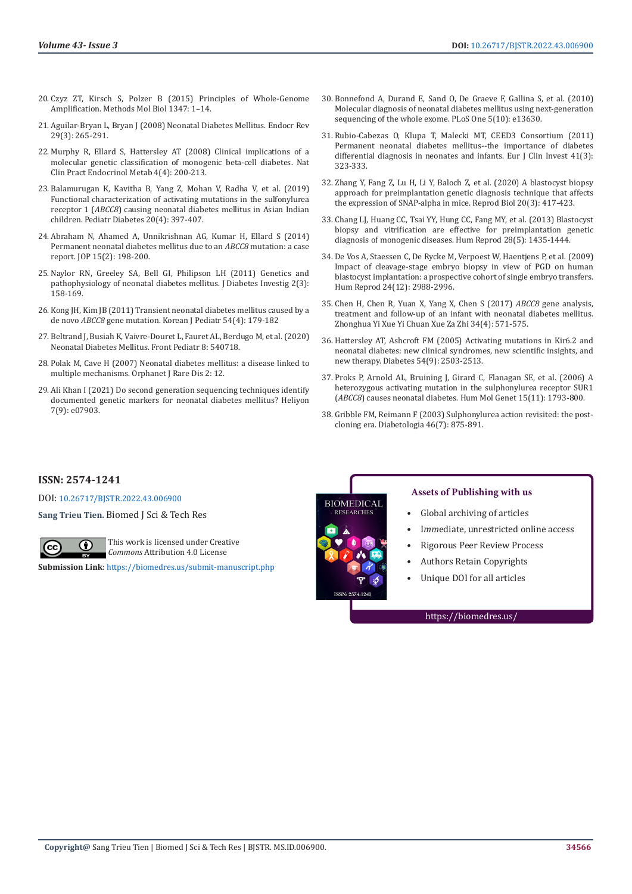20. Czyz ZT, Kirsch S, Polzer B (2015) Principles of Whole-Genome Amplification. Methods Mol Biol 1347: 1–14.
21. Aguilar-Bryan L, Bryan J (2008) Neonatal Diabetes Mellitus. Endocr Rev 29(3): 265-291.
22. Murphy R, Ellard S, Hattersley AT (2008) Clinical implications of a molecular genetic classification of monogenic beta-cell diabetes. Nat Clin Pract Endocrinol Metab 4(4): 200-213.
23. Balamurugan K, Kavitha B, Yang Z, Mohan V, Radha V, et al. (2019) Functional characterization of activating mutations in the sulfonylurea receptor 1 (*ABCC8*) causing neonatal diabetes mellitus in Asian Indian children. Pediatr Diabetes 20(4): 397-407.
24. Abraham N, Ahamed A, Unnikrishnan AG, Kumar H, Ellard S (2014) Permanent neonatal diabetes mellitus due to an *ABCC8* mutation: a case report. JOP 15(2): 198-200.
25. Naylor RN, Greeley SA, Bell GI, Philipson LH (2011) Genetics and pathophysiology of neonatal diabetes mellitus. J Diabetes Investig 2(3): 158-169.
26. Kong JH, Kim JB (2011) Transient neonatal diabetes mellitus caused by a de novo *ABCC8* gene mutation. Korean J Pediatr 54(4): 179-182
27. Beltrand J, Busiah K, Vaivre-Douret L, Fauret AL, Berdugo M, et al. (2020) Neonatal Diabetes Mellitus. Front Pediatr 8: 540718.
28. Polak M, Cave H (2007) Neonatal diabetes mellitus: a disease linked to multiple mechanisms. Orphanet J Rare Dis 2: 12.
29. Ali Khan I (2021) Do second generation sequencing techniques identify documented genetic markers for neonatal diabetes mellitus? Heliyon 7(9): e07903.
30. Bonnefond A, Durand E, Sand O, De Graeve F, Gallina S, et al. (2010) Molecular diagnosis of neonatal diabetes mellitus using next-generation sequencing of the whole exome. PLoS One 5(10): e13630.
31. Rubio-Cabezas O, Klupa T, Malecki MT, CEED3 Consortium (2011) Permanent neonatal diabetes mellitus--the importance of diabetes differential diagnosis in neonates and infants. Eur J Clin Invest 41(3): 323-333.
32. Zhang Y, Fang Z, Lu H, Li Y, Baloch Z, et al. (2020) A blastocyst biopsy approach for preimplantation genetic diagnosis technique that affects the expression of SNAP-alpha in mice. Reprod Biol 20(3): 417-423.
33. Chang LJ, Huang CC, Tsai YY, Hung CC, Fang MY, et al. (2013) Blastocyst biopsy and vitrification are effective for preimplantation genetic diagnosis of monogenic diseases. Hum Reprod 28(5): 1435-1444.
34. De Vos A, Staessen C, De Rycke M, Verpoest W, Haentjens P, et al. (2009) Impact of cleavage-stage embryo biopsy in view of PGD on human blastocyst implantation: a prospective cohort of single embryo transfers. Hum Reprod 24(12): 2988-2996.
35. Chen H, Chen R, Yuan X, Yang X, Chen S (2017) *ABCC8* gene analysis, treatment and follow-up of an infant with neonatal diabetes mellitus. Zhonghua Yi Xue Yi Chuan Xue Za Zhi 34(4): 571-575.
36. Hattersley AT, Ashcroft FM (2005) Activating mutations in Kir6.2 and neonatal diabetes: new clinical syndromes, new scientific insights, and new therapy. Diabetes 54(9): 2503-2513.
37. Proks P, Arnold AL, Bruining J, Girard C, Flanagan SE, et al. (2006) A heterozygous activating mutation in the sulphonylurea receptor SUR1 (*ABCC8*) causes neonatal diabetes. Hum Mol Genet 15(11): 1793-800.
38. Gribble FM, Reimann F (2003) Sulphonylurea action revisited: the post-cloning era. Diabetologia 46(7): 875-891.

**ISSN: 2574-1241**

DOI: 10.26717/BJSTR.2022.43.006900

**Sang Trieu Tien.** Biomed J Sci & Tech Res

This work is licensed under Creative *Commons* Attribution 4.0 License

**Submission Link**: https://biomedres.us/submit-manuscript.php

**Assets of Publishing with us**

- Global archiving of articles
- Immediate, unrestricted online access
- Rigorous Peer Review Process
- Authors Retain Copyrights
- Unique DOI for all articles

https://biomedres.us/